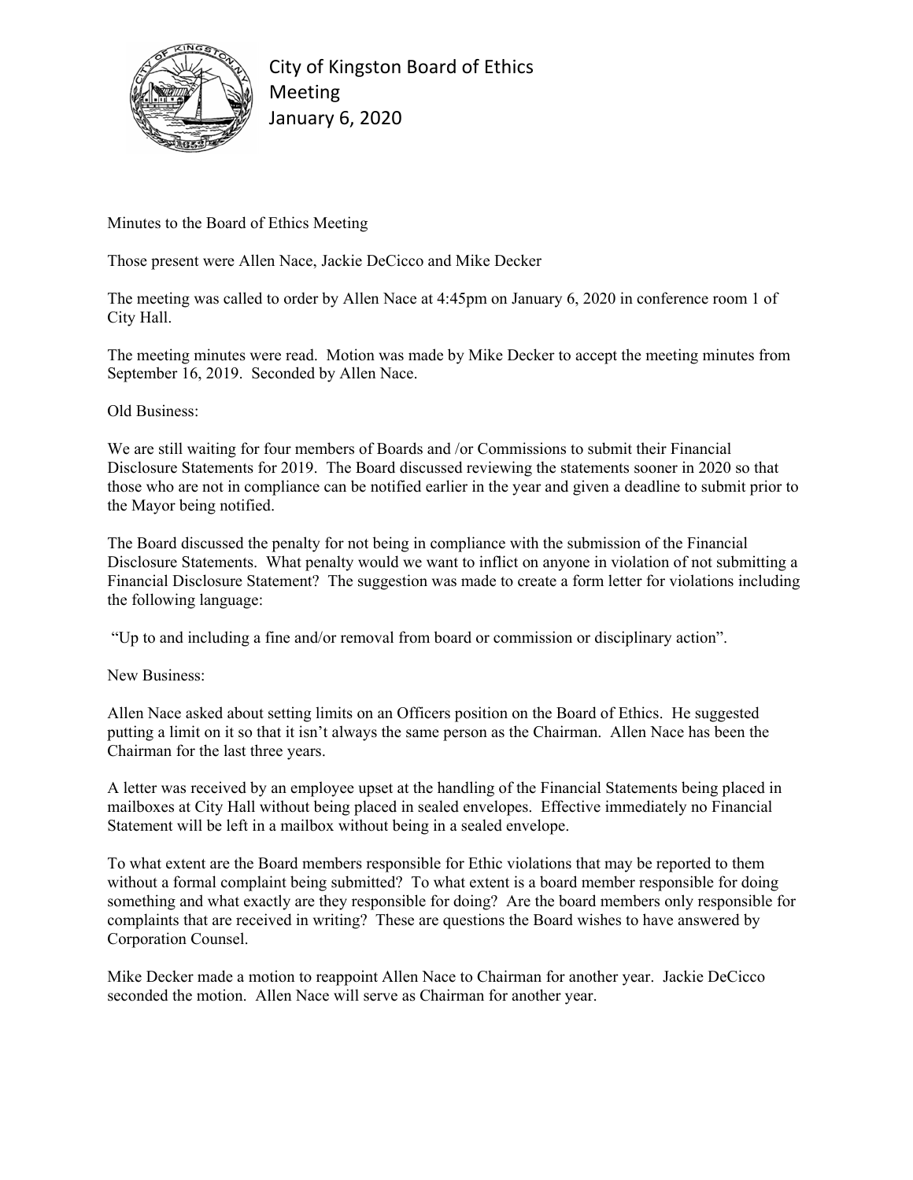# City of Kingston Board of Ethics Meeting January 6, 2020

Minutes to the Board of Ethics Meeting

Those present were Allen Nace, Jackie DeCicco and Mike Decker

The meeting was called to order by Allen Nace at 4:45pm on January 6, 2020 in conference room 1 of City Hall.

The meeting minutes were read. Motion was made by Mike Decker to accept the meeting minutes from September 16, 2019. Seconded by Allen Nace.

Old Business:

We are still waiting for four members of Boards and /or Commissions to submit their Financial Disclosure Statements for 2019. The Board discussed reviewing the statements sooner in 2020 so that those who are not in compliance can be notified earlier in the year and given a deadline to submit prior to the Mayor being notified.

The Board discussed the penalty for not being in compliance with the submission of the Financial Disclosure Statements. What penalty would we want to inflict on anyone in violation of not submitting a Financial Disclosure Statement? The suggestion was made to create a form letter for violations including the following language:

"Up to and including a fine and/or removal from board or commission or disciplinary action".

New Business:

Allen Nace asked about setting limits on an Officers position on the Board of Ethics. He suggested putting a limit on it so that it isn't always the same person as the Chairman. Allen Nace has been the Chairman for the last three years.

A letter was received by an employee upset at the handling of the Financial Statements being placed in mailboxes at City Hall without being placed in sealed envelopes. Effective immediately no Financial Statement will be left in a mailbox without being in a sealed envelope.

To what extent are the Board members responsible for Ethic violations that may be reported to them without a formal complaint being submitted? To what extent is a board member responsible for doing something and what exactly are they responsible for doing? Are the board members only responsible for complaints that are received in writing? These are questions the Board wishes to have answered by Corporation Counsel.

Mike Decker made a motion to reappoint Allen Nace to Chairman for another year. Jackie DeCicco seconded the motion. Allen Nace will serve as Chairman for another year.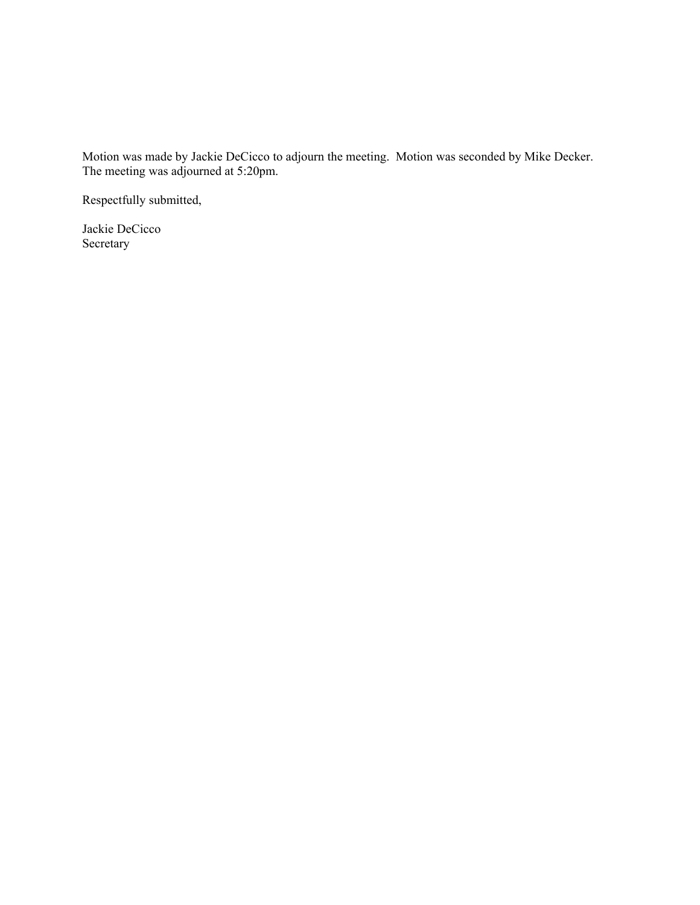Motion was made by Jackie DeCicco to adjourn the meeting. Motion was seconded by Mike Decker. The meeting was adjourned at 5:20pm.

Respectfully submitted,

Jackie DeCicco
Secretary